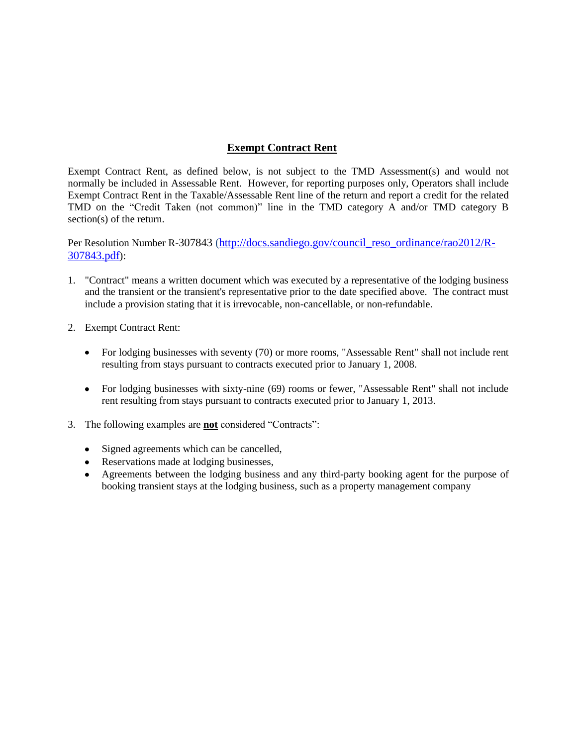## Exempt Contract Rent

Exempt Contract Rent, as defined below, is not subject to the TMD Assessment(s) and would not normally be included in Assessable Rent. However, for reporting purposes only, Operators shall include Exempt Contract Rent in the Taxable/Assessable Rent line of the return and report a credit for the related TMD on the "Credit Taken (not common)" line in the TMD category A and/or TMD category B section(s) of the return.

Per Resolution Number R-307843 ([http://docs.sandiego.gov/council_reso_ordinance/rao2012/R-307843.pdf](http://docs.sandiego.gov/council_reso_ordinance/rao2012/R-307843.pdf)):

1. "Contract" means a written document which was executed by a representative of the lodging business and the transient or the transient's representative prior to the date specified above. The contract must include a provision stating that it is irrevocable, non-cancellable, or non-refundable.

2. Exempt Contract Rent:

    - For lodging businesses with seventy (70) or more rooms, "Assessable Rent" shall not include rent resulting from stays pursuant to contracts executed prior to January 1, 2008.

    - For lodging businesses with sixty-nine (69) rooms or fewer, "Assessable Rent" shall not include rent resulting from stays pursuant to contracts executed prior to January 1, 2013.

3. The following examples are **not** considered "Contracts":

    - Signed agreements which can be cancelled,
    - Reservations made at lodging businesses,
    - Agreements between the lodging business and any third-party booking agent for the purpose of booking transient stays at the lodging business, such as a property management company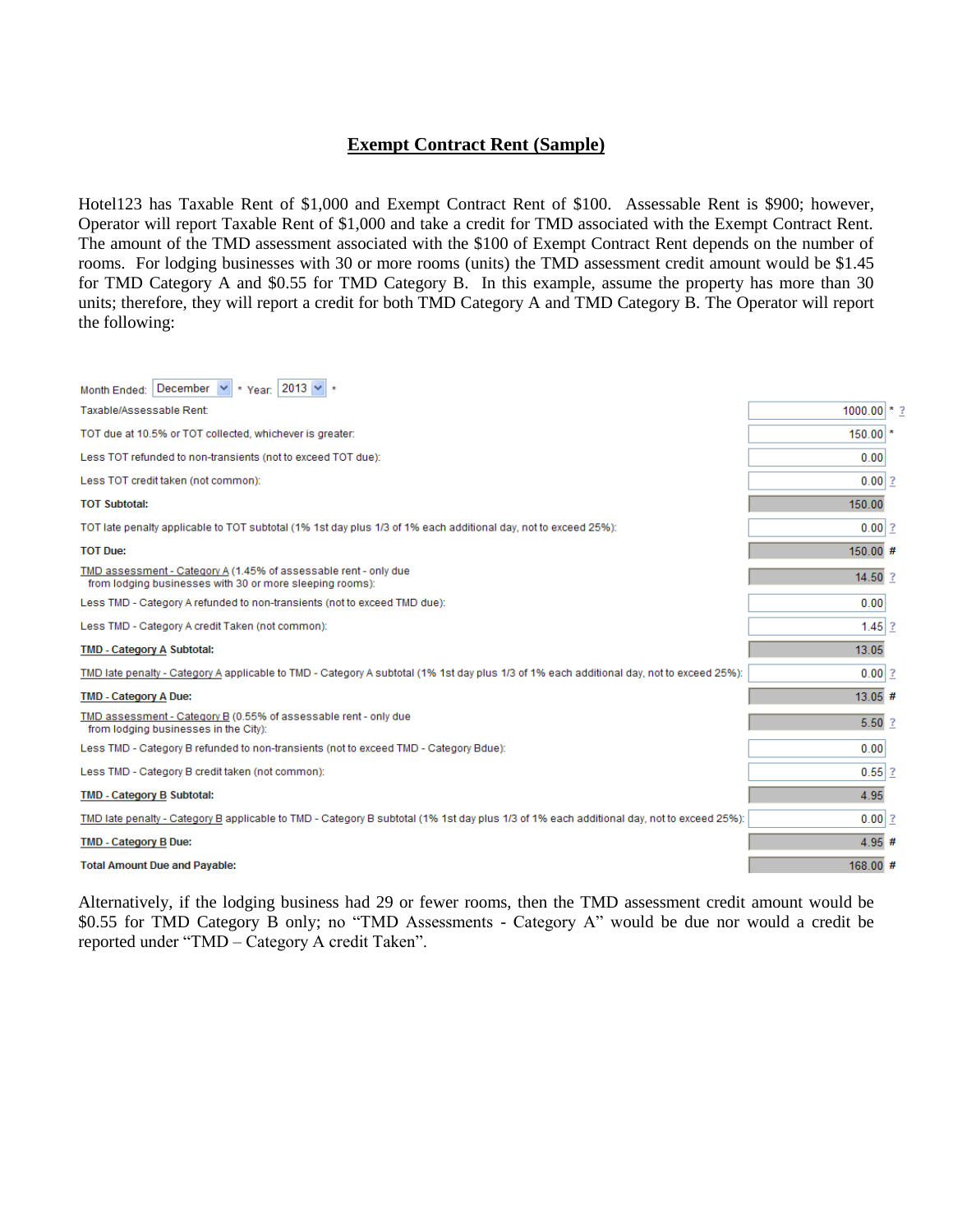# Exempt Contract Rent (Sample)

Hotel123 has Taxable Rent of $1,000 and Exempt Contract Rent of $100. Assessable Rent is $900; however, Operator will report Taxable Rent of $1,000 and take a credit for TMD associated with the Exempt Contract Rent. The amount of the TMD assessment associated with the $100 of Exempt Contract Rent depends on the number of rooms. For lodging businesses with 30 or more rooms (units) the TMD assessment credit amount would be $1.45 for TMD Category A and $0.55 for TMD Category B. In this example, assume the property has more than 30 units; therefore, they will report a credit for both TMD Category A and TMD Category B. The Operator will report the following:

Month Ended: December * Year: 2013 *

| | |
|---|---|
| Taxable/Assessable Rent: | 1000.00 * ? |
| TOT due at 10.5% or TOT collected, whichever is greater: | 150.00 * |
| Less TOT refunded to non-transients (not to exceed TOT due): | 0.00 |
| Less TOT credit taken (not common): | 0.00 ? |
| **TOT Subtotal:** | 150.00 |
| TOT late penalty applicable to TOT subtotal (1% 1st day plus 1/3 of 1% each additional day, not to exceed 25%): | 0.00 ? |
| **TOT Due:** | 150.00 # |
| TMD assessment - Category A (1.45% of assessable rent - only due from lodging businesses with 30 or more sleeping rooms): | 14.50 ? |
| Less TMD - Category A refunded to non-transients (not to exceed TMD due): | 0.00 |
| Less TMD - Category A credit Taken (not common): | 1.45 ? |
| **TMD - Category A Subtotal:** | 13.05 |
| TMD late penalty - Category A applicable to TMD - Category A subtotal (1% 1st day plus 1/3 of 1% each additional day, not to exceed 25%): | 0.00 ? |
| **TMD - Category A Due:** | 13.05 # |
| TMD assessment - Category B (0.55% of assessable rent - only due from lodging businesses in the City): | 5.50 ? |
| Less TMD - Category B refunded to non-transients (not to exceed TMD - Category Bdue): | 0.00 |
| Less TMD - Category B credit taken (not common): | 0.55 ? |
| **TMD - Category B Subtotal:** | 4.95 |
| TMD late penalty - Category B applicable to TMD - Category B subtotal (1% 1st day plus 1/3 of 1% each additional day, not to exceed 25%): | 0.00 ? |
| **TMD - Category B Due:** | 4.95 # |
| **Total Amount Due and Payable:** | 168.00 # |

Alternatively, if the lodging business had 29 or fewer rooms, then the TMD assessment credit amount would be $0.55 for TMD Category B only; no "TMD Assessments - Category A" would be due nor would a credit be reported under "TMD – Category A credit Taken".